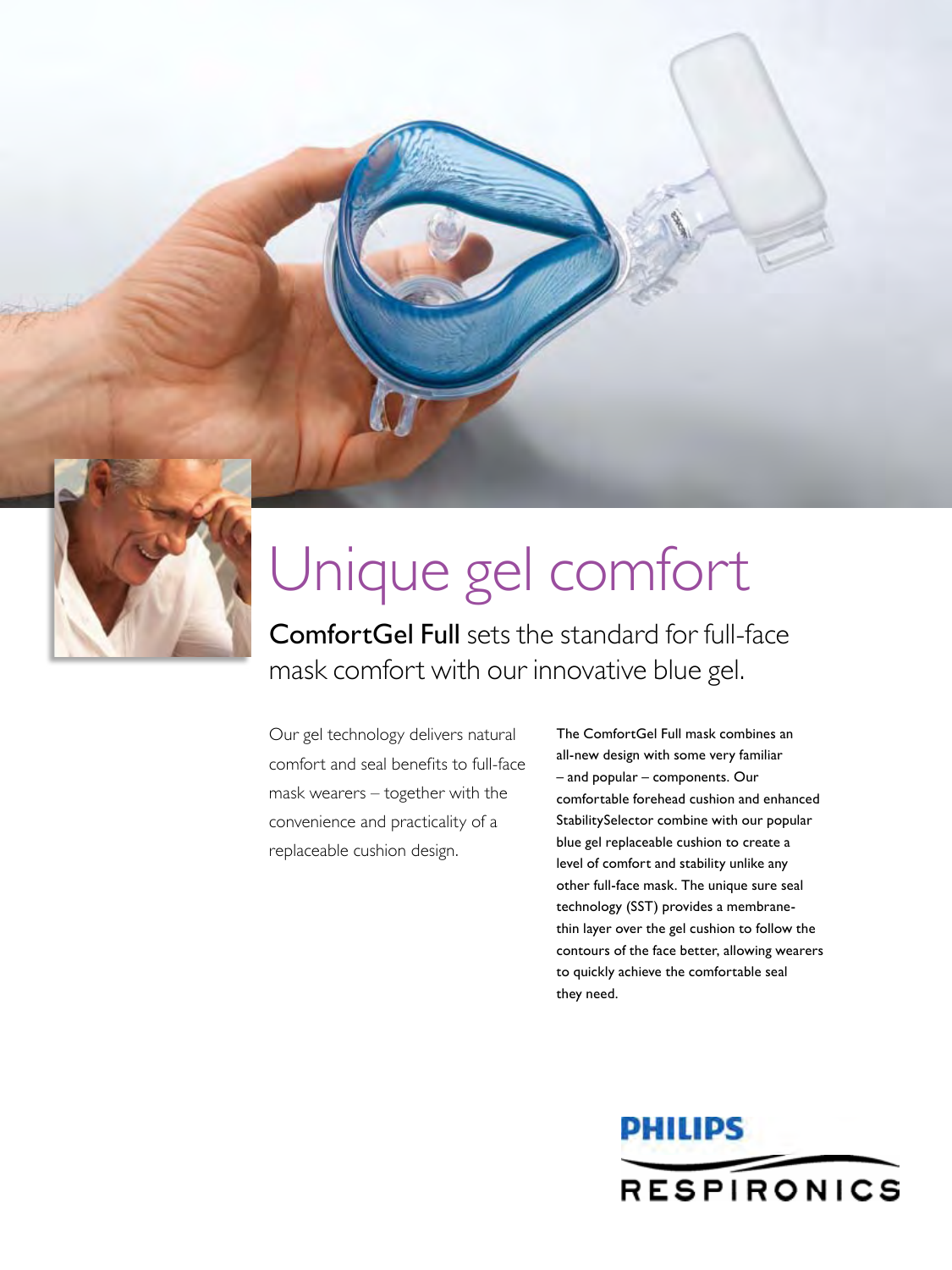# Unique gel comfort

**ComfortGel Full** sets the standard for full-face mask comfort with our innovative blue gel.

Our gel technology delivers natural comfort and seal benefits to full-face mask wearers – together with the convenience and practicality of a replaceable cushion design.

The ComfortGel Full mask combines an all-new design with some very familiar – and popular – components. Our comfortable forehead cushion and enhanced StabilitySelector combine with our popular blue gel replaceable cushion to create a level of comfort and stability unlike any other full-face mask. The unique sure seal technology (SST) provides a membrane-thin layer over the gel cushion to follow the contours of the face better, allowing wearers to quickly achieve the comfortable seal they need.

PHILIPS

RESPIRONICS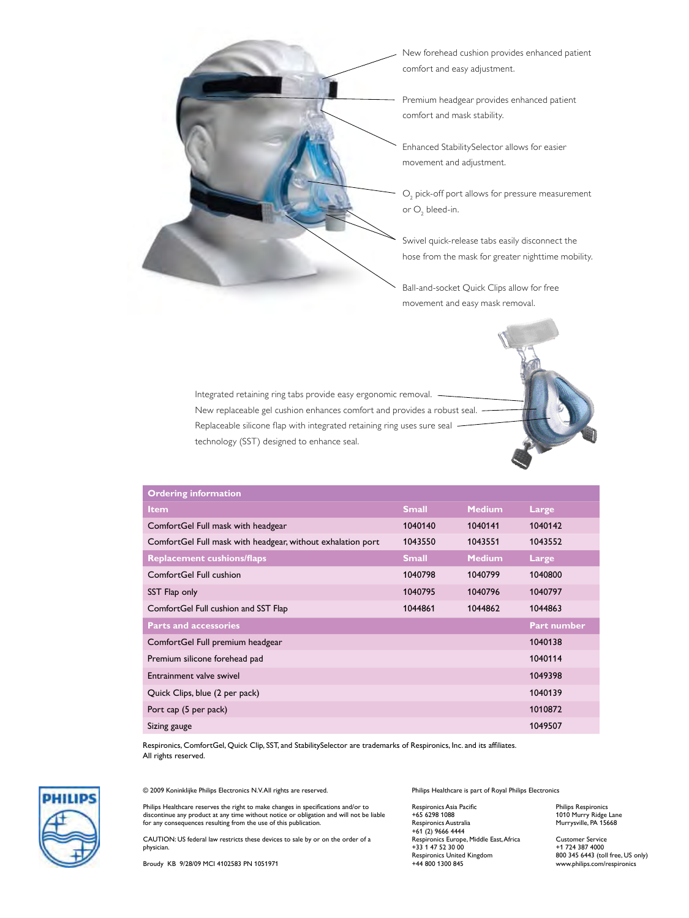New forehead cushion provides enhanced patient comfort and easy adjustment.

Premium headgear provides enhanced patient comfort and mask stability.

Enhanced StabilitySelector allows for easier movement and adjustment.

$O_2$ pick-off port allows for pressure measurement or $O_2$ bleed-in.

Swivel quick-release tabs easily disconnect the hose from the mask for greater nighttime mobility.

Ball-and-socket Quick Clips allow for free movement and easy mask removal.

Integrated retaining ring tabs provide easy ergonomic removal.

New replaceable gel cushion enhances comfort and provides a robust seal.

Replaceable silicone flap with integrated retaining ring uses sure seal technology (SST) designed to enhance seal.

| **Ordering information** | | | |
|---|---|---|---|
| **Item** | **Small** | **Medium** | **Large** |
| ComfortGel Full mask with headgear | 1040140 | 1040141 | 1040142 |
| ComfortGel Full mask with headgear, without exhalation port | 1043550 | 1043551 | 1043552 |
| **Replacement cushions/flaps** | **Small** | **Medium** | **Large** |
| ComfortGel Full cushion | 1040798 | 1040799 | 1040800 |
| SST Flap only | 1040795 | 1040796 | 1040797 |
| ComfortGel Full cushion and SST Flap | 1044861 | 1044862 | 1044863 |
| **Parts and accessories** | | | **Part number** |
| ComfortGel Full premium headgear | | | 1040138 |
| Premium silicone forehead pad | | | 1040114 |
| Entrainment valve swivel | | | 1049398 |
| Quick Clips, blue (2 per pack) | | | 1040139 |
| Port cap (5 per pack) | | | 1010872 |
| Sizing gauge | | | 1049507 |

Respironics, ComfortGel, Quick Clip, SST, and StabilitySelector are trademarks of Respironics, Inc. and its affiliates. All rights reserved.

PHILIPS

© 2009 Koninklijke Philips Electronics N.V. All rights are reserved.

Philips Healthcare reserves the right to make changes in specifications and/or to discontinue any product at any time without notice or obligation and will not be liable for any consequences resulting from the use of this publication.

CAUTION: US federal law restricts these devices to sale by or on the order of a physician.

Broudy KB 9/28/09 MCI 4102583 PN 1051971

Philips Healthcare is part of Royal Philips Electronics

Respironics Asia Pacific
+65 6298 1088
Respironics Australia
+61 (2) 9666 4444
Respironics Europe, Middle East, Africa
+33 1 47 52 30 00
Respironics United Kingdom
+44 800 1300 845

Philips Respironics
1010 Murry Ridge Lane
Murrysville, PA 15668

Customer Service
+1 724 387 4000
800 345 6443 (toll free, US only)
www.philips.com/respironics